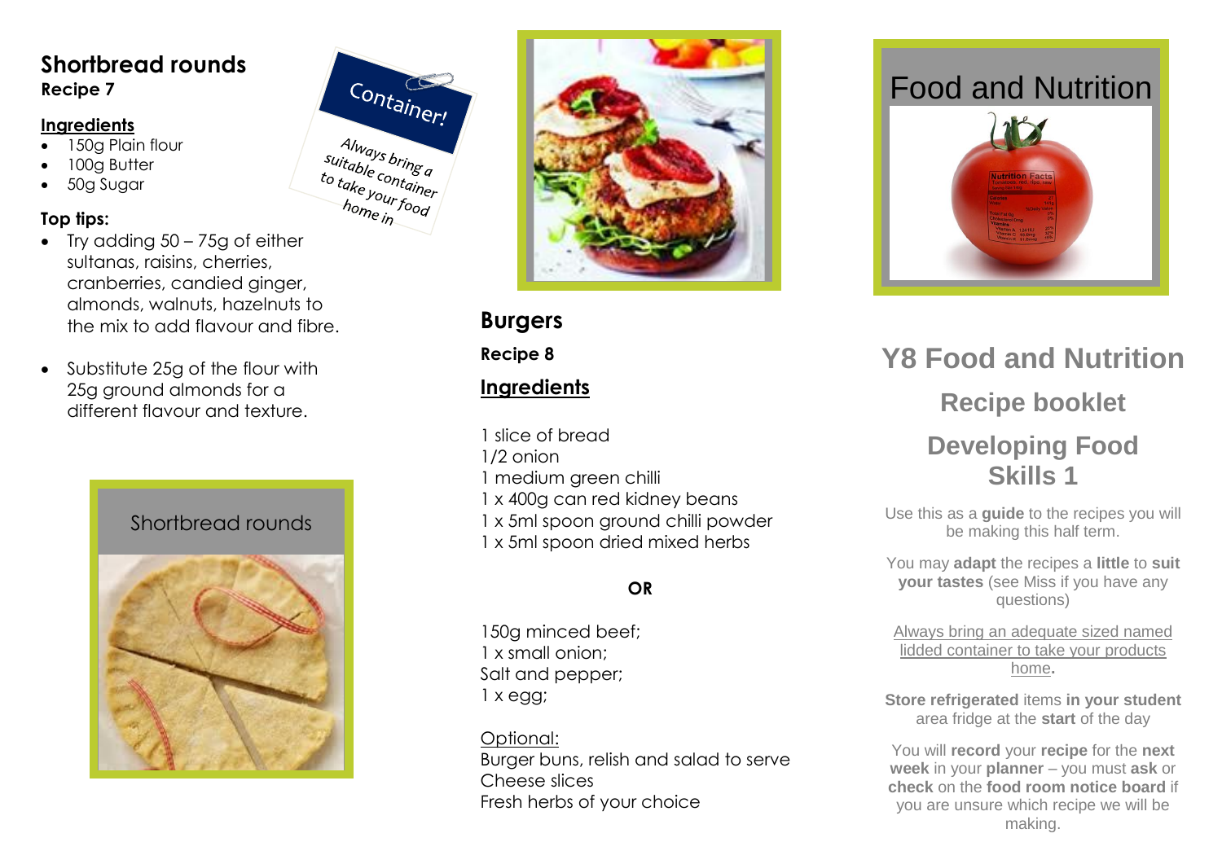## Shortbread rounds

**Recipe 7**

**Ingredients**

- 150g Plain flour
- 100g Butter
- 50g Sugar

**Container!**

Always bring a suitable container to take your food home in

**Top tips:**

- Try adding 50 – 75g of either sultanas, raisins, cherries, cranberries, candied ginger, almonds, walnuts, hazelnuts to the mix to add flavour and fibre.
- Substitute 25g of the flour with 25g ground almonds for a different flavour and texture.

Shortbread rounds

## Burgers

**Recipe 8**

**Ingredients**

1 slice of bread
1/2 onion
1 medium green chilli
1 x 400g can red kidney beans
1 x 5ml spoon ground chilli powder
1 x 5ml spoon dried mixed herbs

**OR**

150g minced beef;
1 x small onion;
Salt and pepper;
1 x egg;

Optional:
Burger buns, relish and salad to serve
Cheese slices
Fresh herbs of your choice

# Food and Nutrition

## Y8 Food and Nutrition

### Recipe booklet

### Developing Food Skills 1

Use this as a **guide** to the recipes you will be making this half term.

You may **adapt** the recipes a **little** to **suit your tastes** (see Miss if you have any questions)

Always bring an adequate sized named lidded container to take your products home**.**

**Store refrigerated** items **in your student** area fridge at the **start** of the day

You will **record** your **recipe** for the **next week** in your **planner** – you must **ask** or **check** on the **food room notice board** if you are unsure which recipe we will be making.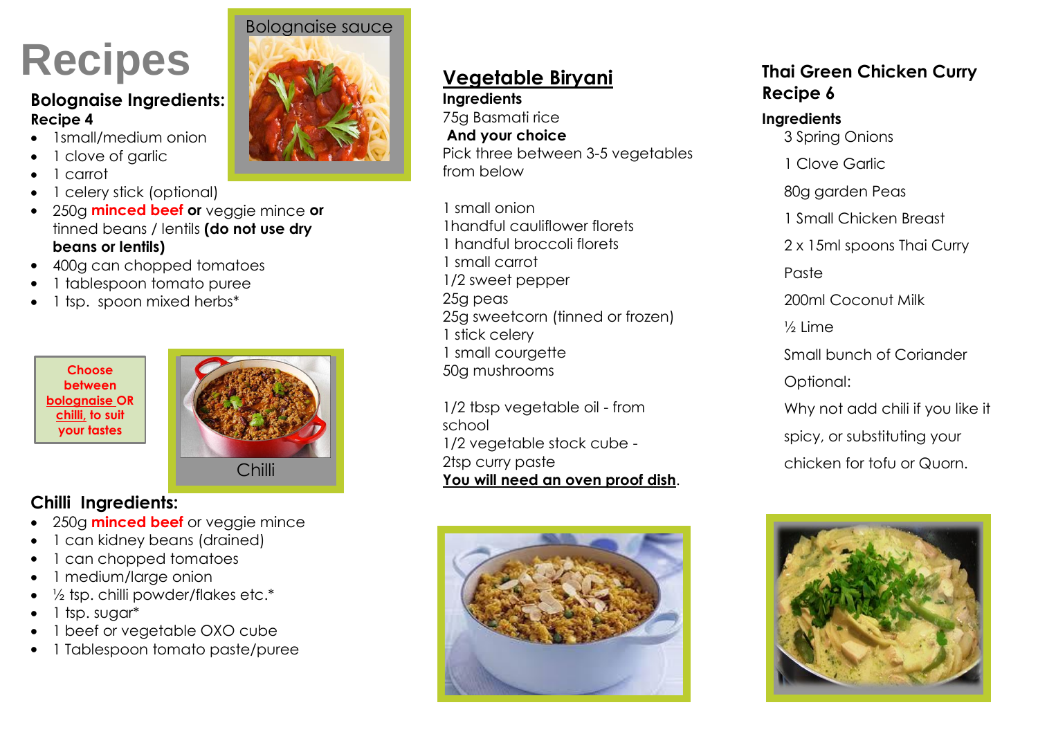# Recipes

## Bolognaise Ingredients:

**Recipe 4**

Bolognaise sauce

- 1small/medium onion
- 1 clove of garlic
- 1 carrot
- 1 celery stick (optional)
- 250g **minced beef** **or** veggie mince **or** tinned beans / lentils **(do not use dry beans or lentils)**
- 400g can chopped tomatoes
- 1 tablespoon tomato puree
- 1 tsp. spoon mixed herbs*

**Choose between bolognaise OR chilli, to suit your tastes**

Chilli

## Chilli Ingredients:

- 250g **minced beef** or veggie mince
- 1 can kidney beans (drained)
- 1 can chopped tomatoes
- 1 medium/large onion
- ½ tsp. chilli powder/flakes etc.*
- 1 tsp. sugar*
- 1 beef or vegetable OXO cube
- 1 Tablespoon tomato paste/puree

## Vegetable Biryani

**Ingredients**

75g Basmati rice

**And your choice**

Pick three between 3-5 vegetables from below

1 small onion
1handful cauliflower florets
1 handful broccoli florets
1 small carrot
1/2 sweet pepper
25g peas
25g sweetcorn (tinned or frozen)
1 stick celery
1 small courgette
50g mushrooms

1/2 tbsp vegetable oil - from school
1/2 vegetable stock cube -
2tsp curry paste
**You will need an oven proof dish**.

## Thai Green Chicken Curry Recipe 6

**Ingredients**

3 Spring Onions

1 Clove Garlic

80g garden Peas

1 Small Chicken Breast

2 x 15ml spoons Thai Curry Paste

200ml Coconut Milk

½ Lime

Small bunch of Coriander

Optional:

Why not add chili if you like it spicy, or substituting your chicken for tofu or Quorn.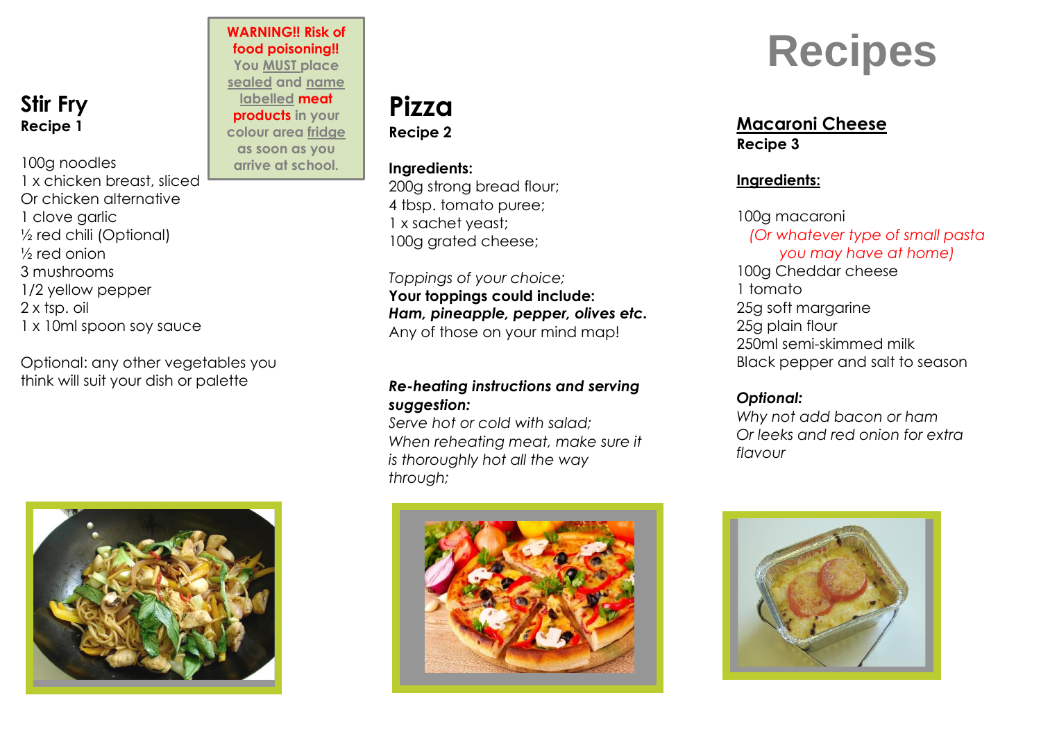## Stir Fry

**Recipe 1**

100g noodles
1 x chicken breast, sliced
Or chicken alternative
1 clove garlic
½ red chili (Optional)
½ red onion
3 mushrooms
1/2 yellow pepper
2 x tsp. oil
1 x 10ml spoon soy sauce

Optional: any other vegetables you think will suit your dish or palette

**WARNING!! Risk of food poisoning!! You MUST place sealed and name labelled meat products in your colour area fridge as soon as you arrive at school.**

## Pizza

**Recipe 2**

**Ingredients:**
200g strong bread flour;
4 tbsp. tomato puree;
1 x sachet yeast;
100g grated cheese;

*Toppings of your choice;*
**Your toppings could include:**
***Ham, pineapple, pepper, olives etc.***
Any of those on your mind map!

***Re-heating instructions and serving suggestion:***
*Serve hot or cold with salad;*
*When reheating meat, make sure it is thoroughly hot all the way through;*

# Recipes

## Macaroni Cheese

**Recipe 3**

**Ingredients:**

100g macaroni
*(Or whatever type of small pasta you may have at home)*
100g Cheddar cheese
1 tomato
25g soft margarine
25g plain flour
250ml semi-skimmed milk
Black pepper and salt to season

***Optional:***
*Why not add bacon or ham*
*Or leeks and red onion for extra flavour*